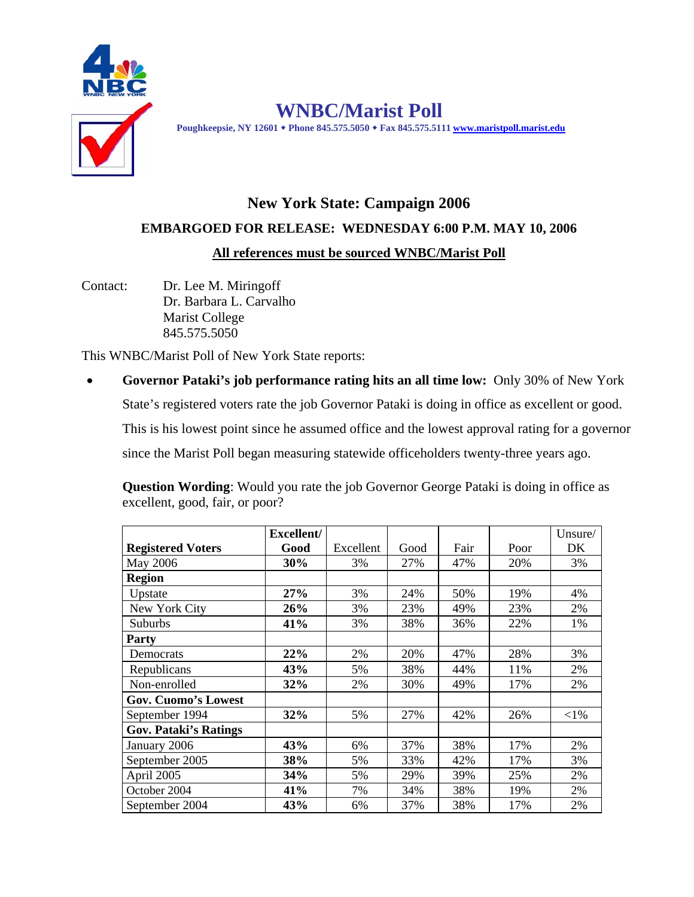# WNBC/Marist Poll

**Poughkeepsie, NY 12601 • Phone 845.575.5050 • Fax 845.575.5111 www.maristpoll.marist.edu**

## New York State: Campaign 2006

**EMBARGOED FOR RELEASE: WEDNESDAY 6:00 P.M. MAY 10, 2006**

**All references must be sourced WNBC/Marist Poll**

Contact: Dr. Lee M. Miringoff
Dr. Barbara L. Carvalho
Marist College
845.575.5050

This WNBC/Marist Poll of New York State reports:

- **Governor Pataki's job performance rating hits an all time low:** Only 30% of New York State's registered voters rate the job Governor Pataki is doing in office as excellent or good. This is his lowest point since he assumed office and the lowest approval rating for a governor since the Marist Poll began measuring statewide officeholders twenty-three years ago.

**Question Wording**: Would you rate the job Governor George Pataki is doing in office as excellent, good, fair, or poor?

| Registered Voters | Excellent/ Good | Excellent | Good | Fair | Poor | Unsure/ DK |
|---|---|---|---|---|---|---|
| May 2006 | **30%** | 3% | 27% | 47% | 20% | 3% |
| **Region** | | | | | | |
| Upstate | **27%** | 3% | 24% | 50% | 19% | 4% |
| New York City | **26%** | 3% | 23% | 49% | 23% | 2% |
| Suburbs | **41%** | 3% | 38% | 36% | 22% | 1% |
| **Party** | | | | | | |
| Democrats | **22%** | 2% | 20% | 47% | 28% | 3% |
| Republicans | **43%** | 5% | 38% | 44% | 11% | 2% |
| Non-enrolled | **32%** | 2% | 30% | 49% | 17% | 2% |
| **Gov. Cuomo's Lowest** | | | | | | |
| September 1994 | **32%** | 5% | 27% | 42% | 26% | <1% |
| **Gov. Pataki's Ratings** | | | | | | |
| January 2006 | **43%** | 6% | 37% | 38% | 17% | 2% |
| September 2005 | **38%** | 5% | 33% | 42% | 17% | 3% |
| April 2005 | **34%** | 5% | 29% | 39% | 25% | 2% |
| October 2004 | **41%** | 7% | 34% | 38% | 19% | 2% |
| September 2004 | **43%** | 6% | 37% | 38% | 17% | 2% |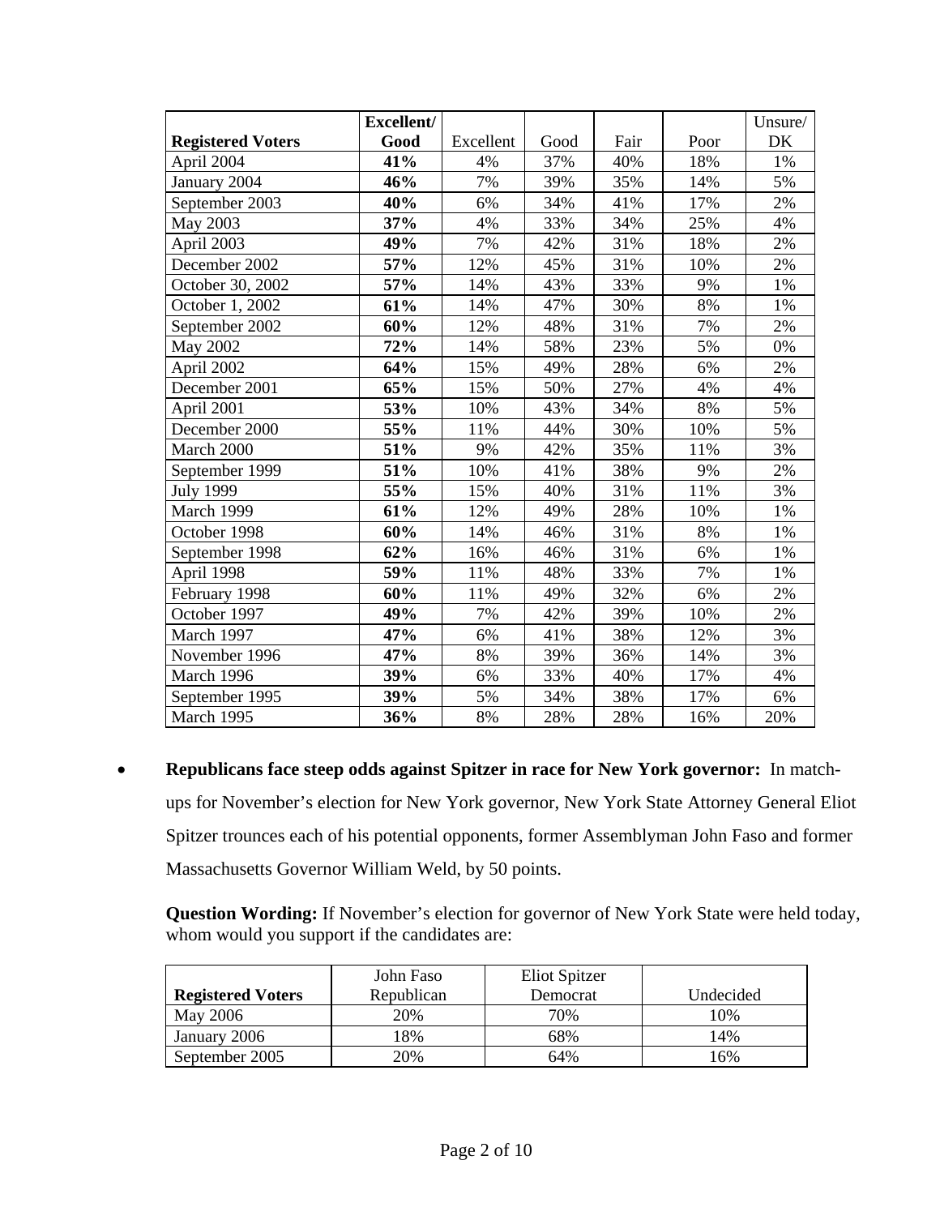| Registered Voters | **Excellent/ Good** | Excellent | Good | Fair | Poor | Unsure/ DK |
|---|---|---|---|---|---|---|
| April 2004 | **41%** | 4% | 37% | 40% | 18% | 1% |
| January 2004 | **46%** | 7% | 39% | 35% | 14% | 5% |
| September 2003 | **40%** | 6% | 34% | 41% | 17% | 2% |
| May 2003 | **37%** | 4% | 33% | 34% | 25% | 4% |
| April 2003 | **49%** | 7% | 42% | 31% | 18% | 2% |
| December 2002 | **57%** | 12% | 45% | 31% | 10% | 2% |
| October 30, 2002 | **57%** | 14% | 43% | 33% | 9% | 1% |
| October 1, 2002 | **61%** | 14% | 47% | 30% | 8% | 1% |
| September 2002 | **60%** | 12% | 48% | 31% | 7% | 2% |
| May 2002 | **72%** | 14% | 58% | 23% | 5% | 0% |
| April 2002 | **64%** | 15% | 49% | 28% | 6% | 2% |
| December 2001 | **65%** | 15% | 50% | 27% | 4% | 4% |
| April 2001 | **53%** | 10% | 43% | 34% | 8% | 5% |
| December 2000 | **55%** | 11% | 44% | 30% | 10% | 5% |
| March 2000 | **51%** | 9% | 42% | 35% | 11% | 3% |
| September 1999 | **51%** | 10% | 41% | 38% | 9% | 2% |
| July 1999 | **55%** | 15% | 40% | 31% | 11% | 3% |
| March 1999 | **61%** | 12% | 49% | 28% | 10% | 1% |
| October 1998 | **60%** | 14% | 46% | 31% | 8% | 1% |
| September 1998 | **62%** | 16% | 46% | 31% | 6% | 1% |
| April 1998 | **59%** | 11% | 48% | 33% | 7% | 1% |
| February 1998 | **60%** | 11% | 49% | 32% | 6% | 2% |
| October 1997 | **49%** | 7% | 42% | 39% | 10% | 2% |
| March 1997 | **47%** | 6% | 41% | 38% | 12% | 3% |
| November 1996 | **47%** | 8% | 39% | 36% | 14% | 3% |
| March 1996 | **39%** | 6% | 33% | 40% | 17% | 4% |
| September 1995 | **39%** | 5% | 34% | 38% | 17% | 6% |
| March 1995 | **36%** | 8% | 28% | 28% | 16% | 20% |

- **Republicans face steep odds against Spitzer in race for New York governor:** In match-ups for November's election for New York governor, New York State Attorney General Eliot Spitzer trounces each of his potential opponents, former Assemblyman John Faso and former Massachusetts Governor William Weld, by 50 points.

  **Question Wording:** If November's election for governor of New York State were held today, whom would you support if the candidates are:

| Registered Voters | John Faso Republican | Eliot Spitzer Democrat | Undecided |
|---|---|---|---|
| May 2006 | 20% | 70% | 10% |
| January 2006 | 18% | 68% | 14% |
| September 2005 | 20% | 64% | 16% |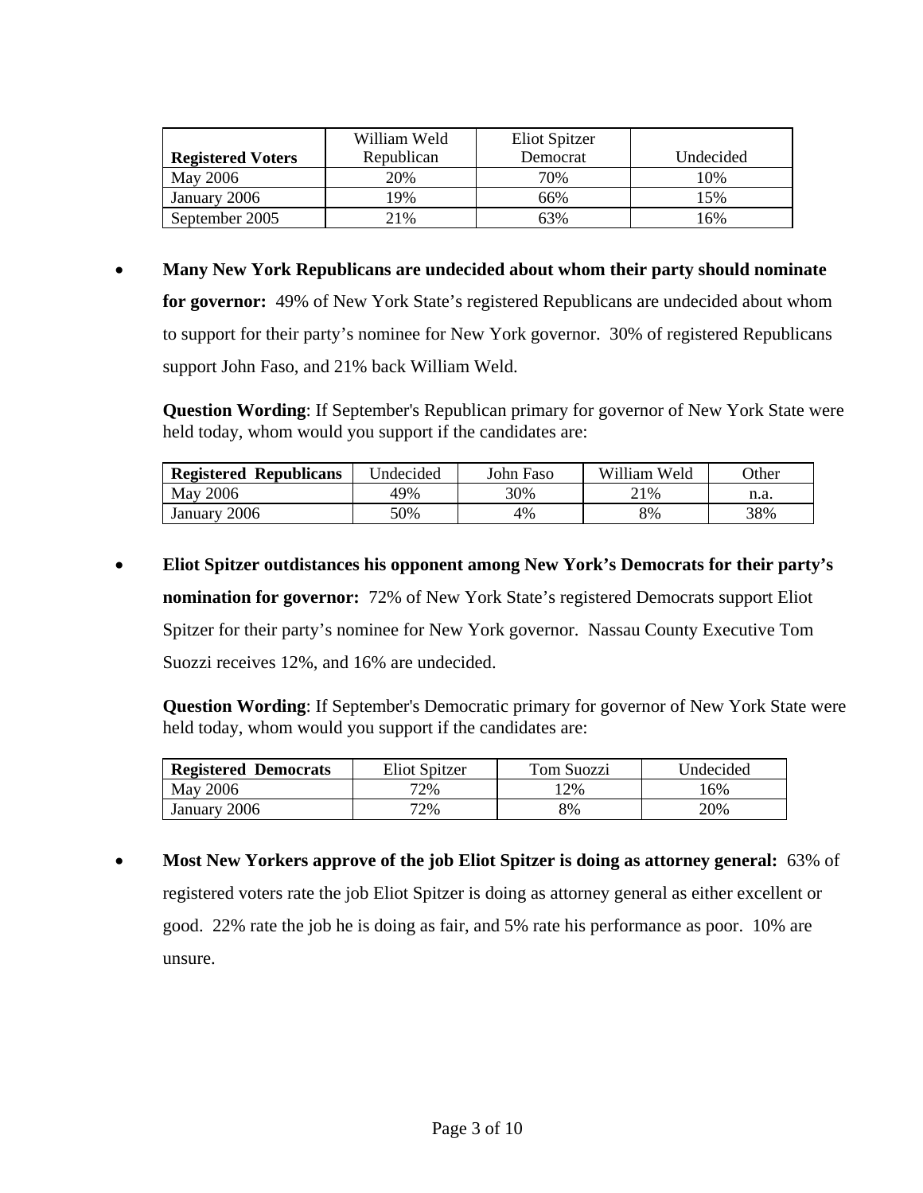| Registered Voters | William Weld Republican | Eliot Spitzer Democrat | Undecided |
|---|---|---|---|
| May 2006 | 20% | 70% | 10% |
| January 2006 | 19% | 66% | 15% |
| September 2005 | 21% | 63% | 16% |

- **Many New York Republicans are undecided about whom their party should nominate for governor:** 49% of New York State's registered Republicans are undecided about whom to support for their party's nominee for New York governor. 30% of registered Republicans support John Faso, and 21% back William Weld.

  **Question Wording**: If September's Republican primary for governor of New York State were held today, whom would you support if the candidates are:

| Registered Republicans | Undecided | John Faso | William Weld | Other |
|---|---|---|---|---|
| May 2006 | 49% | 30% | 21% | n.a. |
| January 2006 | 50% | 4% | 8% | 38% |

- **Eliot Spitzer outdistances his opponent among New York's Democrats for their party's nomination for governor:** 72% of New York State's registered Democrats support Eliot Spitzer for their party's nominee for New York governor. Nassau County Executive Tom Suozzi receives 12%, and 16% are undecided.

  **Question Wording**: If September's Democratic primary for governor of New York State were held today, whom would you support if the candidates are:

| Registered Democrats | Eliot Spitzer | Tom Suozzi | Undecided |
|---|---|---|---|
| May 2006 | 72% | 12% | 16% |
| January 2006 | 72% | 8% | 20% |

- **Most New Yorkers approve of the job Eliot Spitzer is doing as attorney general:** 63% of registered voters rate the job Eliot Spitzer is doing as attorney general as either excellent or good. 22% rate the job he is doing as fair, and 5% rate his performance as poor. 10% are unsure.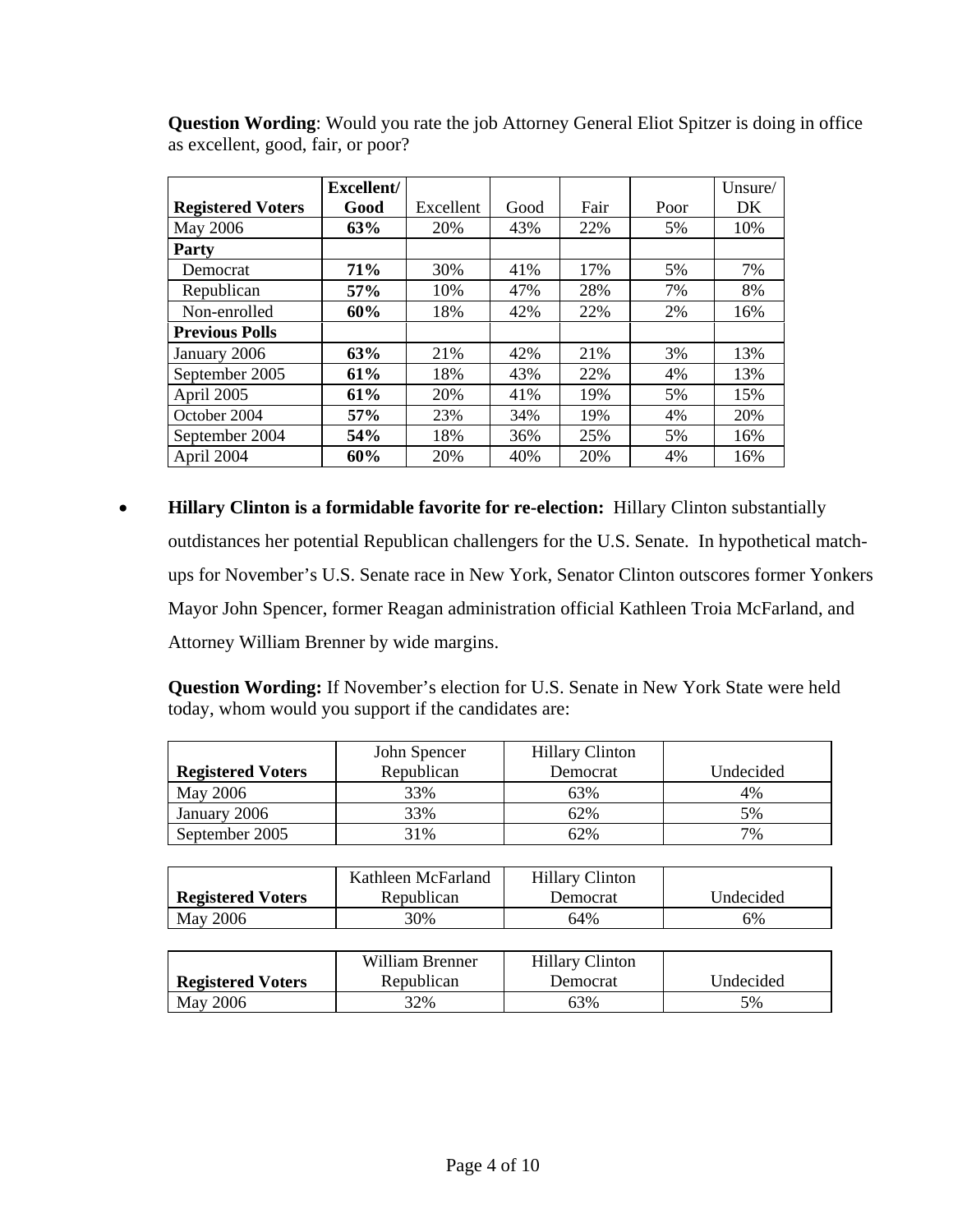**Question Wording**: Would you rate the job Attorney General Eliot Spitzer is doing in office as excellent, good, fair, or poor?

| Registered Voters | Excellent/ Good | Excellent | Good | Fair | Poor | Unsure/ DK |
|---|---|---|---|---|---|---|
| May 2006 | **63%** | 20% | 43% | 22% | 5% | 10% |
| **Party** | | | | | | |
| Democrat | **71%** | 30% | 41% | 17% | 5% | 7% |
| Republican | **57%** | 10% | 47% | 28% | 7% | 8% |
| Non-enrolled | **60%** | 18% | 42% | 22% | 2% | 16% |
| **Previous Polls** | | | | | | |
| January 2006 | **63%** | 21% | 42% | 21% | 3% | 13% |
| September 2005 | **61%** | 18% | 43% | 22% | 4% | 13% |
| April 2005 | **61%** | 20% | 41% | 19% | 5% | 15% |
| October 2004 | **57%** | 23% | 34% | 19% | 4% | 20% |
| September 2004 | **54%** | 18% | 36% | 25% | 5% | 16% |
| April 2004 | **60%** | 20% | 40% | 20% | 4% | 16% |

- **Hillary Clinton is a formidable favorite for re-election:** Hillary Clinton substantially outdistances her potential Republican challengers for the U.S. Senate. In hypothetical match-ups for November's U.S. Senate race in New York, Senator Clinton outscores former Yonkers Mayor John Spencer, former Reagan administration official Kathleen Troia McFarland, and Attorney William Brenner by wide margins.

**Question Wording:** If November's election for U.S. Senate in New York State were held today, whom would you support if the candidates are:

| Registered Voters | John Spencer Republican | Hillary Clinton Democrat | Undecided |
|---|---|---|---|
| May 2006 | 33% | 63% | 4% |
| January 2006 | 33% | 62% | 5% |
| September 2005 | 31% | 62% | 7% |

| Registered Voters | Kathleen McFarland Republican | Hillary Clinton Democrat | Undecided |
|---|---|---|---|
| May 2006 | 30% | 64% | 6% |

| Registered Voters | William Brenner Republican | Hillary Clinton Democrat | Undecided |
|---|---|---|---|
| May 2006 | 32% | 63% | 5% |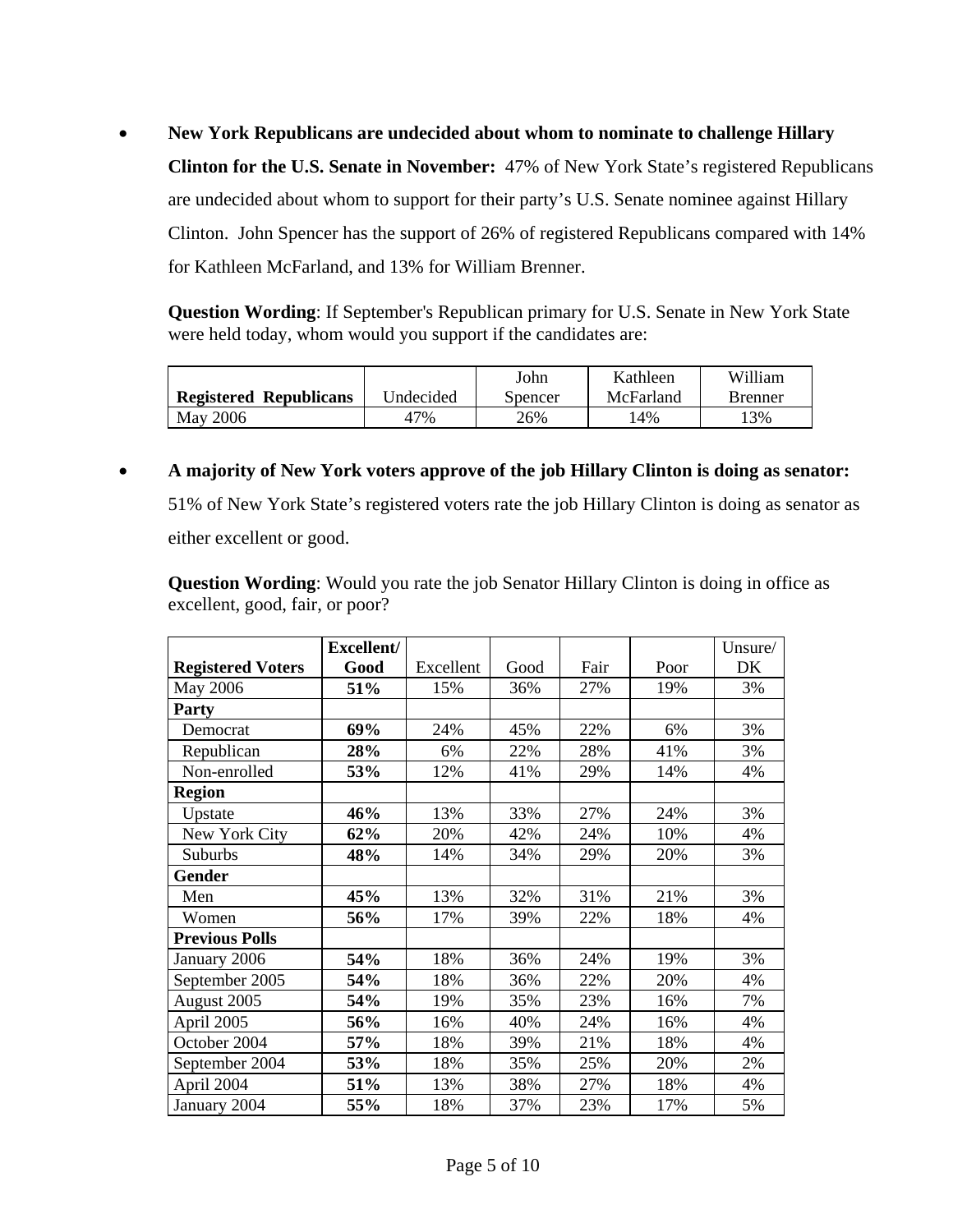- **New York Republicans are undecided about whom to nominate to challenge Hillary Clinton for the U.S. Senate in November:** 47% of New York State's registered Republicans are undecided about whom to support for their party's U.S. Senate nominee against Hillary Clinton. John Spencer has the support of 26% of registered Republicans compared with 14% for Kathleen McFarland, and 13% for William Brenner.

**Question Wording**: If September's Republican primary for U.S. Senate in New York State were held today, whom would you support if the candidates are:

| Registered Republicans | Undecided | John Spencer | Kathleen McFarland | William Brenner |
|---|---|---|---|---|
| May 2006 | 47% | 26% | 14% | 13% |

- **A majority of New York voters approve of the job Hillary Clinton is doing as senator:** 51% of New York State's registered voters rate the job Hillary Clinton is doing as senator as either excellent or good.

**Question Wording**: Would you rate the job Senator Hillary Clinton is doing in office as excellent, good, fair, or poor?

| Registered Voters | Excellent/ Good | Excellent | Good | Fair | Poor | Unsure/ DK |
|---|---|---|---|---|---|---|
| May 2006 | **51%** | 15% | 36% | 27% | 19% | 3% |
| **Party** | | | | | | |
| Democrat | **69%** | 24% | 45% | 22% | 6% | 3% |
| Republican | **28%** | 6% | 22% | 28% | 41% | 3% |
| Non-enrolled | **53%** | 12% | 41% | 29% | 14% | 4% |
| **Region** | | | | | | |
| Upstate | **46%** | 13% | 33% | 27% | 24% | 3% |
| New York City | **62%** | 20% | 42% | 24% | 10% | 4% |
| Suburbs | **48%** | 14% | 34% | 29% | 20% | 3% |
| **Gender** | | | | | | |
| Men | **45%** | 13% | 32% | 31% | 21% | 3% |
| Women | **56%** | 17% | 39% | 22% | 18% | 4% |
| **Previous Polls** | | | | | | |
| January 2006 | **54%** | 18% | 36% | 24% | 19% | 3% |
| September 2005 | **54%** | 18% | 36% | 22% | 20% | 4% |
| August 2005 | **54%** | 19% | 35% | 23% | 16% | 7% |
| April 2005 | **56%** | 16% | 40% | 24% | 16% | 4% |
| October 2004 | **57%** | 18% | 39% | 21% | 18% | 4% |
| September 2004 | **53%** | 18% | 35% | 25% | 20% | 2% |
| April 2004 | **51%** | 13% | 38% | 27% | 18% | 4% |
| January 2004 | **55%** | 18% | 37% | 23% | 17% | 5% |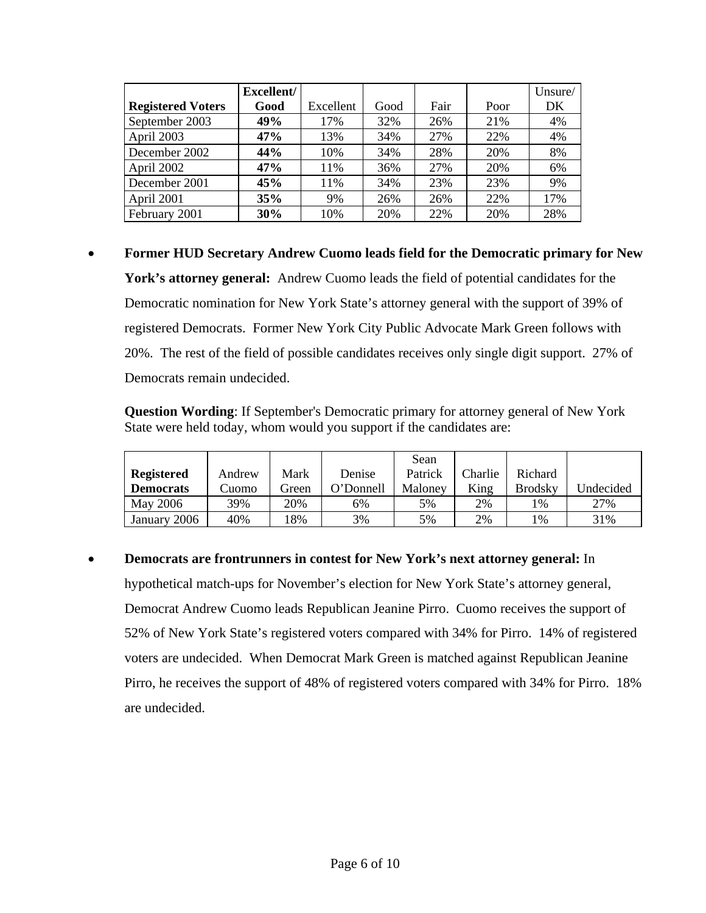| Registered Voters | Excellent/ Good | Excellent | Good | Fair | Poor | Unsure/ DK |
|---|---|---|---|---|---|---|
| September 2003 | **49%** | 17% | 32% | 26% | 21% | 4% |
| April 2003 | **47%** | 13% | 34% | 27% | 22% | 4% |
| December 2002 | **44%** | 10% | 34% | 28% | 20% | 8% |
| April 2002 | **47%** | 11% | 36% | 27% | 20% | 6% |
| December 2001 | **45%** | 11% | 34% | 23% | 23% | 9% |
| April 2001 | **35%** | 9% | 26% | 26% | 22% | 17% |
| February 2001 | **30%** | 10% | 20% | 22% | 20% | 28% |

- **Former HUD Secretary Andrew Cuomo leads field for the Democratic primary for New York's attorney general:** Andrew Cuomo leads the field of potential candidates for the Democratic nomination for New York State's attorney general with the support of 39% of registered Democrats. Former New York City Public Advocate Mark Green follows with 20%. The rest of the field of possible candidates receives only single digit support. 27% of Democrats remain undecided.

  **Question Wording**: If September's Democratic primary for attorney general of New York State were held today, whom would you support if the candidates are:

| Registered Democrats | Andrew Cuomo | Mark Green | Denise O'Donnell | Sean Patrick Maloney | Charlie King | Richard Brodsky | Undecided |
|---|---|---|---|---|---|---|---|
| May 2006 | 39% | 20% | 6% | 5% | 2% | 1% | 27% |
| January 2006 | 40% | 18% | 3% | 5% | 2% | 1% | 31% |

- **Democrats are frontrunners in contest for New York's next attorney general:** In hypothetical match-ups for November's election for New York State's attorney general, Democrat Andrew Cuomo leads Republican Jeanine Pirro. Cuomo receives the support of 52% of New York State's registered voters compared with 34% for Pirro. 14% of registered voters are undecided. When Democrat Mark Green is matched against Republican Jeanine Pirro, he receives the support of 48% of registered voters compared with 34% for Pirro. 18% are undecided.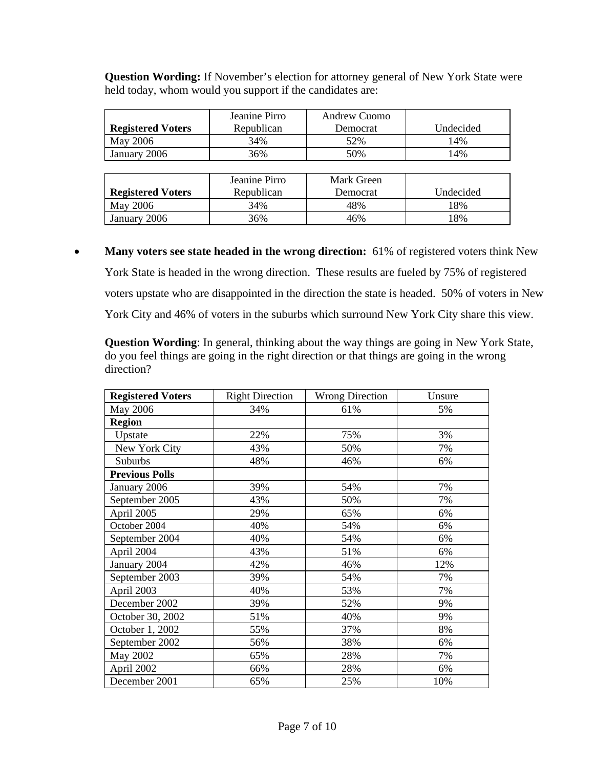**Question Wording:** If November's election for attorney general of New York State were held today, whom would you support if the candidates are:

| Registered Voters | Jeanine Pirro Republican | Andrew Cuomo Democrat | Undecided |
|---|---|---|---|
| May 2006 | 34% | 52% | 14% |
| January 2006 | 36% | 50% | 14% |

| Registered Voters | Jeanine Pirro Republican | Mark Green Democrat | Undecided |
|---|---|---|---|
| May 2006 | 34% | 48% | 18% |
| January 2006 | 36% | 46% | 18% |

- **Many voters see state headed in the wrong direction:** 61% of registered voters think New York State is headed in the wrong direction. These results are fueled by 75% of registered voters upstate who are disappointed in the direction the state is headed. 50% of voters in New York City and 46% of voters in the suburbs which surround New York City share this view.

**Question Wording**: In general, thinking about the way things are going in New York State, do you feel things are going in the right direction or that things are going in the wrong direction?

| Registered Voters | Right Direction | Wrong Direction | Unsure |
|---|---|---|---|
| May 2006 | 34% | 61% | 5% |
| **Region** | | | |
| Upstate | 22% | 75% | 3% |
| New York City | 43% | 50% | 7% |
| Suburbs | 48% | 46% | 6% |
| **Previous Polls** | | | |
| January 2006 | 39% | 54% | 7% |
| September 2005 | 43% | 50% | 7% |
| April 2005 | 29% | 65% | 6% |
| October 2004 | 40% | 54% | 6% |
| September 2004 | 40% | 54% | 6% |
| April 2004 | 43% | 51% | 6% |
| January 2004 | 42% | 46% | 12% |
| September 2003 | 39% | 54% | 7% |
| April 2003 | 40% | 53% | 7% |
| December 2002 | 39% | 52% | 9% |
| October 30, 2002 | 51% | 40% | 9% |
| October 1, 2002 | 55% | 37% | 8% |
| September 2002 | 56% | 38% | 6% |
| May 2002 | 65% | 28% | 7% |
| April 2002 | 66% | 28% | 6% |
| December 2001 | 65% | 25% | 10% |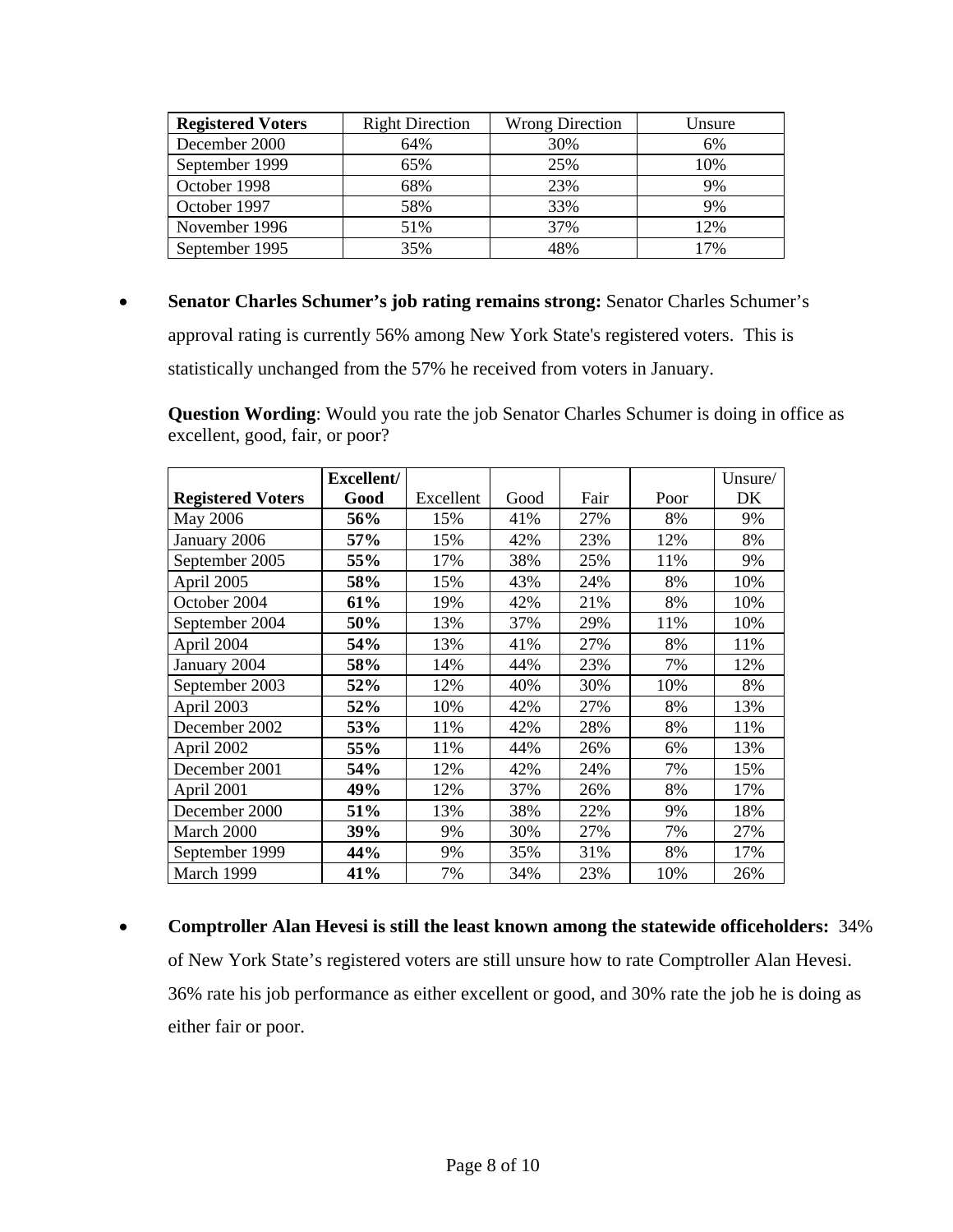| Registered Voters | Right Direction | Wrong Direction | Unsure |
|---|---|---|---|
| December 2000 | 64% | 30% | 6% |
| September 1999 | 65% | 25% | 10% |
| October 1998 | 68% | 23% | 9% |
| October 1997 | 58% | 33% | 9% |
| November 1996 | 51% | 37% | 12% |
| September 1995 | 35% | 48% | 17% |

- **Senator Charles Schumer's job rating remains strong:** Senator Charles Schumer's approval rating is currently 56% among New York State's registered voters. This is statistically unchanged from the 57% he received from voters in January.

  **Question Wording**: Would you rate the job Senator Charles Schumer is doing in office as excellent, good, fair, or poor?

| Registered Voters | Excellent/ Good | Excellent | Good | Fair | Poor | Unsure/ DK |
|---|---|---|---|---|---|---|
| May 2006 | **56%** | 15% | 41% | 27% | 8% | 9% |
| January 2006 | **57%** | 15% | 42% | 23% | 12% | 8% |
| September 2005 | **55%** | 17% | 38% | 25% | 11% | 9% |
| April 2005 | **58%** | 15% | 43% | 24% | 8% | 10% |
| October 2004 | **61%** | 19% | 42% | 21% | 8% | 10% |
| September 2004 | **50%** | 13% | 37% | 29% | 11% | 10% |
| April 2004 | **54%** | 13% | 41% | 27% | 8% | 11% |
| January 2004 | **58%** | 14% | 44% | 23% | 7% | 12% |
| September 2003 | **52%** | 12% | 40% | 30% | 10% | 8% |
| April 2003 | **52%** | 10% | 42% | 27% | 8% | 13% |
| December 2002 | **53%** | 11% | 42% | 28% | 8% | 11% |
| April 2002 | **55%** | 11% | 44% | 26% | 6% | 13% |
| December 2001 | **54%** | 12% | 42% | 24% | 7% | 15% |
| April 2001 | **49%** | 12% | 37% | 26% | 8% | 17% |
| December 2000 | **51%** | 13% | 38% | 22% | 9% | 18% |
| March 2000 | **39%** | 9% | 30% | 27% | 7% | 27% |
| September 1999 | **44%** | 9% | 35% | 31% | 8% | 17% |
| March 1999 | **41%** | 7% | 34% | 23% | 10% | 26% |

- **Comptroller Alan Hevesi is still the least known among the statewide officeholders:** 34% of New York State's registered voters are still unsure how to rate Comptroller Alan Hevesi. 36% rate his job performance as either excellent or good, and 30% rate the job he is doing as either fair or poor.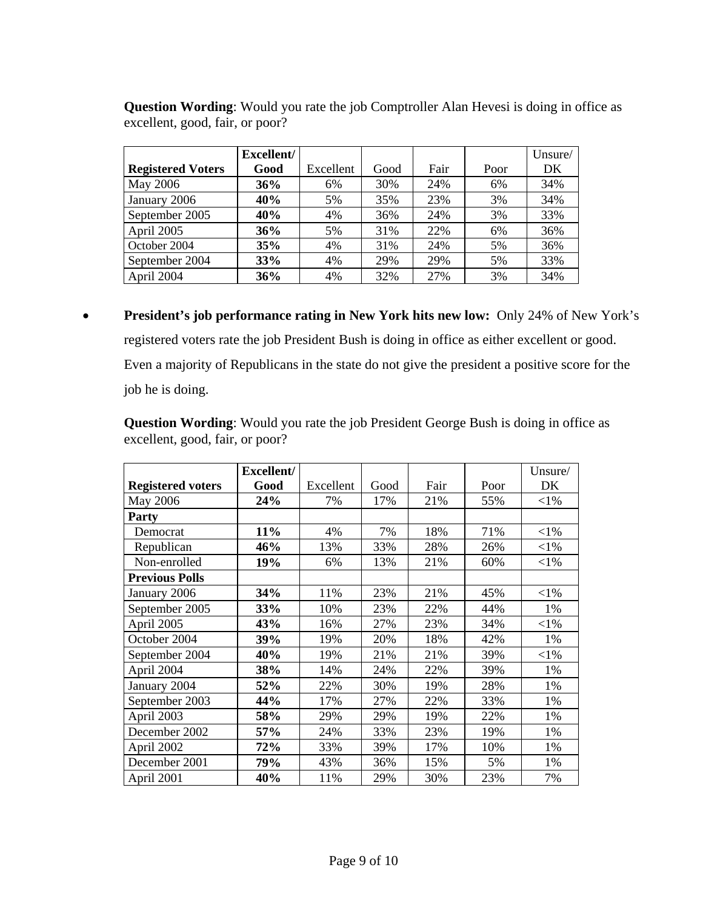**Question Wording**: Would you rate the job Comptroller Alan Hevesi is doing in office as excellent, good, fair, or poor?

| Registered Voters | Excellent/ Good | Excellent | Good | Fair | Poor | Unsure/ DK |
|---|---|---|---|---|---|---|
| May 2006 | **36%** | 6% | 30% | 24% | 6% | 34% |
| January 2006 | **40%** | 5% | 35% | 23% | 3% | 34% |
| September 2005 | **40%** | 4% | 36% | 24% | 3% | 33% |
| April 2005 | **36%** | 5% | 31% | 22% | 6% | 36% |
| October 2004 | **35%** | 4% | 31% | 24% | 5% | 36% |
| September 2004 | **33%** | 4% | 29% | 29% | 5% | 33% |
| April 2004 | **36%** | 4% | 32% | 27% | 3% | 34% |

- **President's job performance rating in New York hits new low:** Only 24% of New York's registered voters rate the job President Bush is doing in office as either excellent or good. Even a majority of Republicans in the state do not give the president a positive score for the job he is doing.

**Question Wording**: Would you rate the job President George Bush is doing in office as excellent, good, fair, or poor?

| Registered voters | Excellent/ Good | Excellent | Good | Fair | Poor | Unsure/ DK |
|---|---|---|---|---|---|---|
| May 2006 | **24%** | 7% | 17% | 21% | 55% | <1% |
| **Party** | | | | | | |
| Democrat | **11%** | 4% | 7% | 18% | 71% | <1% |
| Republican | **46%** | 13% | 33% | 28% | 26% | <1% |
| Non-enrolled | **19%** | 6% | 13% | 21% | 60% | <1% |
| **Previous Polls** | | | | | | |
| January 2006 | **34%** | 11% | 23% | 21% | 45% | <1% |
| September 2005 | **33%** | 10% | 23% | 22% | 44% | 1% |
| April 2005 | **43%** | 16% | 27% | 23% | 34% | <1% |
| October 2004 | **39%** | 19% | 20% | 18% | 42% | 1% |
| September 2004 | **40%** | 19% | 21% | 21% | 39% | <1% |
| April 2004 | **38%** | 14% | 24% | 22% | 39% | 1% |
| January 2004 | **52%** | 22% | 30% | 19% | 28% | 1% |
| September 2003 | **44%** | 17% | 27% | 22% | 33% | 1% |
| April 2003 | **58%** | 29% | 29% | 19% | 22% | 1% |
| December 2002 | **57%** | 24% | 33% | 23% | 19% | 1% |
| April 2002 | **72%** | 33% | 39% | 17% | 10% | 1% |
| December 2001 | **79%** | 43% | 36% | 15% | 5% | 1% |
| April 2001 | **40%** | 11% | 29% | 30% | 23% | 7% |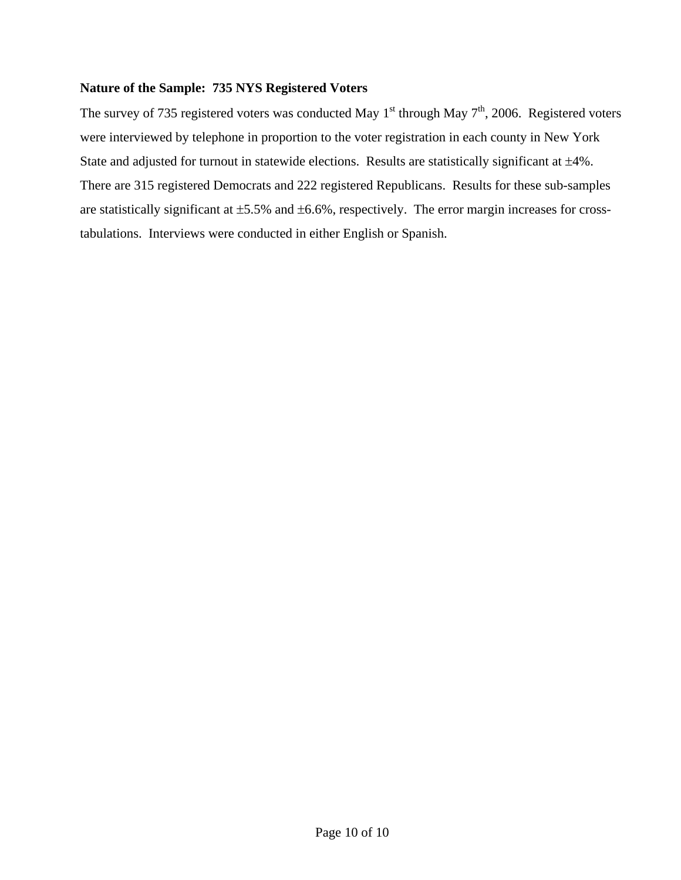**Nature of the Sample: 735 NYS Registered Voters**

The survey of 735 registered voters was conducted May 1st through May 7th, 2006. Registered voters were interviewed by telephone in proportion to the voter registration in each county in New York State and adjusted for turnout in statewide elections. Results are statistically significant at ±4%. There are 315 registered Democrats and 222 registered Republicans. Results for these sub-samples are statistically significant at ±5.5% and ±6.6%, respectively. The error margin increases for cross-tabulations. Interviews were conducted in either English or Spanish.